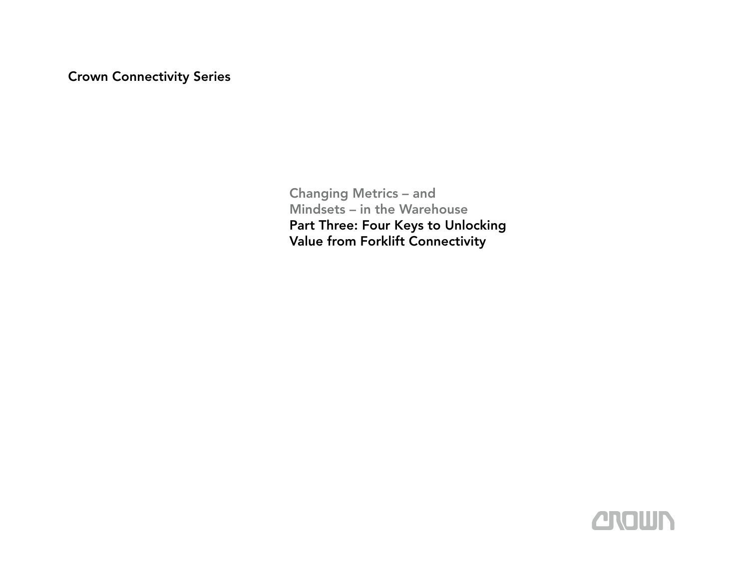Crown Connectivity Series

# Changing Metrics – and Mindsets – in the Warehouse

## Part Three: Four Keys to Unlocking Value from Forklift Connectivity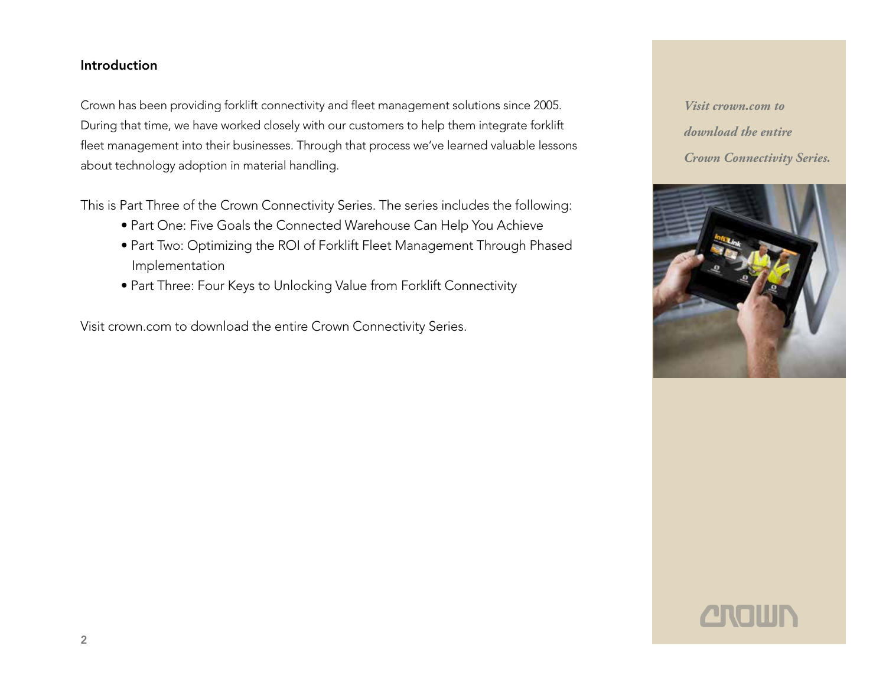## Introduction

Crown has been providing forklift connectivity and fleet management solutions since 2005. During that time, we have worked closely with our customers to help them integrate forklift fleet management into their businesses. Through that process we've learned valuable lessons about technology adoption in material handling.

This is Part Three of the Crown Connectivity Series. The series includes the following:

- Part One: Five Goals the Connected Warehouse Can Help You Achieve
- Part Two: Optimizing the ROI of Forklift Fleet Management Through Phased Implementation
- Part Three: Four Keys to Unlocking Value from Forklift Connectivity

Visit crown.com to download the entire Crown Connectivity Series.

*Visit crown.com to download the entire Crown Connectivity Series.*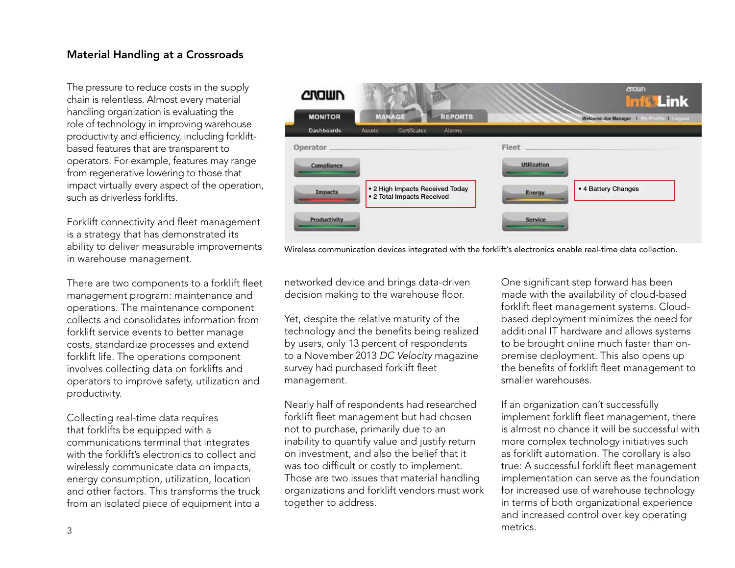## Material Handling at a Crossroads

The pressure to reduce costs in the supply chain is relentless. Almost every material handling organization is evaluating the role of technology in improving warehouse productivity and efficiency, including forklift-based features that are transparent to operators. For example, features may range from regenerative lowering to those that impact virtually every aspect of the operation, such as driverless forklifts.

Forklift connectivity and fleet management is a strategy that has demonstrated its ability to deliver measurable improvements in warehouse management.

There are two components to a forklift fleet management program: maintenance and operations. The maintenance component collects and consolidates information from forklift service events to better manage costs, standardize processes and extend forklift life. The operations component involves collecting data on forklifts and operators to improve safety, utilization and productivity.

Collecting real-time data requires that forklifts be equipped with a communications terminal that integrates with the forklift's electronics to collect and wirelessly communicate data on impacts, energy consumption, utilization, location and other factors. This transforms the truck from an isolated piece of equipment into a networked device and brings data-driven decision making to the warehouse floor.

Wireless communication devices integrated with the forklift's electronics enable real-time data collection.

Yet, despite the relative maturity of the technology and the benefits being realized by users, only 13 percent of respondents to a November 2013 *DC Velocity* magazine survey had purchased forklift fleet management.

Nearly half of respondents had researched forklift fleet management but had chosen not to purchase, primarily due to an inability to quantify value and justify return on investment, and also the belief that it was too difficult or costly to implement. Those are two issues that material handling organizations and forklift vendors must work together to address.

One significant step forward has been made with the availability of cloud-based forklift fleet management systems. Cloud-based deployment minimizes the need for additional IT hardware and allows systems to be brought online much faster than on-premise deployment. This also opens up the benefits of forklift fleet management to smaller warehouses.

If an organization can't successfully implement forklift fleet management, there is almost no chance it will be successful with more complex technology initiatives such as forklift automation. The corollary is also true: A successful forklift fleet management implementation can serve as the foundation for increased use of warehouse technology in terms of both organizational experience and increased control over key operating metrics.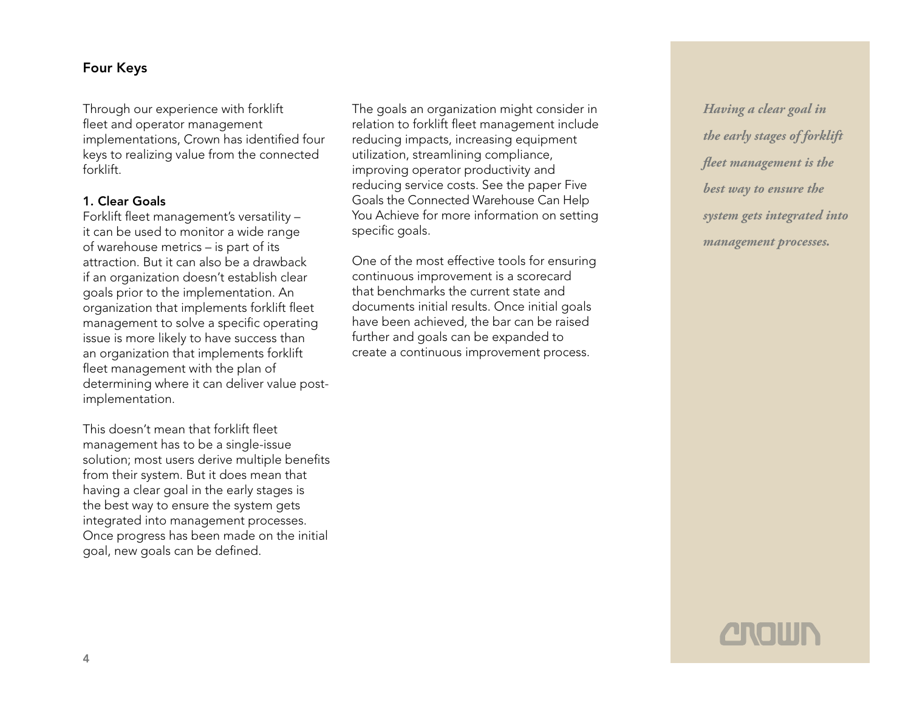## Four Keys

Through our experience with forklift fleet and operator management implementations, Crown has identified four keys to realizing value from the connected forklift.

### 1. Clear Goals

Forklift fleet management's versatility – it can be used to monitor a wide range of warehouse metrics – is part of its attraction. But it can also be a drawback if an organization doesn't establish clear goals prior to the implementation. An organization that implements forklift fleet management to solve a specific operating issue is more likely to have success than an organization that implements forklift fleet management with the plan of determining where it can deliver value post-implementation.

This doesn't mean that forklift fleet management has to be a single-issue solution; most users derive multiple benefits from their system. But it does mean that having a clear goal in the early stages is the best way to ensure the system gets integrated into management processes. Once progress has been made on the initial goal, new goals can be defined.

The goals an organization might consider in relation to forklift fleet management include reducing impacts, increasing equipment utilization, streamlining compliance, improving operator productivity and reducing service costs. See the paper Five Goals the Connected Warehouse Can Help You Achieve for more information on setting specific goals.

One of the most effective tools for ensuring continuous improvement is a scorecard that benchmarks the current state and documents initial results. Once initial goals have been achieved, the bar can be raised further and goals can be expanded to create a continuous improvement process.

*Having a clear goal in the early stages of forklift fleet management is the best way to ensure the system gets integrated into management processes.*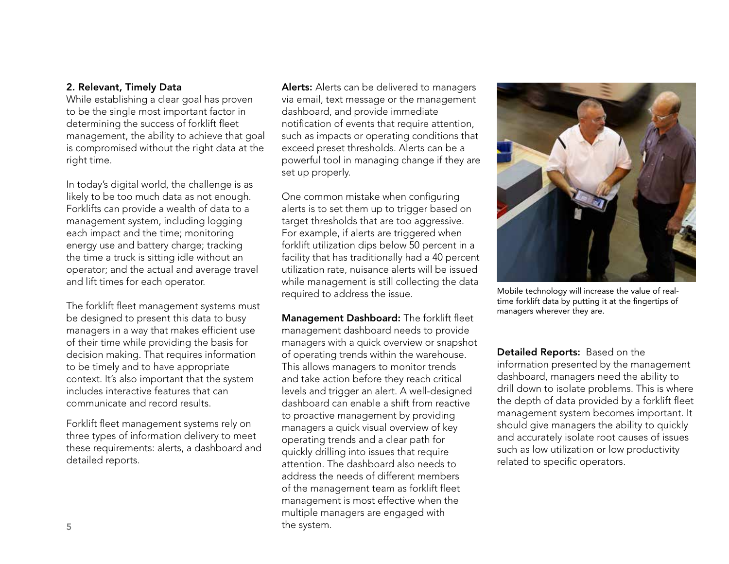## 2. Relevant, Timely Data

While establishing a clear goal has proven to be the single most important factor in determining the success of forklift fleet management, the ability to achieve that goal is compromised without the right data at the right time.

In today's digital world, the challenge is as likely to be too much data as not enough. Forklifts can provide a wealth of data to a management system, including logging each impact and the time; monitoring energy use and battery charge; tracking the time a truck is sitting idle without an operator; and the actual and average travel and lift times for each operator.

The forklift fleet management systems must be designed to present this data to busy managers in a way that makes efficient use of their time while providing the basis for decision making. That requires information to be timely and to have appropriate context. It's also important that the system includes interactive features that can communicate and record results.

Forklift fleet management systems rely on three types of information delivery to meet these requirements: alerts, a dashboard and detailed reports.

**Alerts:** Alerts can be delivered to managers via email, text message or the management dashboard, and provide immediate notification of events that require attention, such as impacts or operating conditions that exceed preset thresholds. Alerts can be a powerful tool in managing change if they are set up properly.

One common mistake when configuring alerts is to set them up to trigger based on target thresholds that are too aggressive. For example, if alerts are triggered when forklift utilization dips below 50 percent in a facility that has traditionally had a 40 percent utilization rate, nuisance alerts will be issued while management is still collecting the data required to address the issue.

**Management Dashboard:** The forklift fleet management dashboard needs to provide managers with a quick overview or snapshot of operating trends within the warehouse. This allows managers to monitor trends and take action before they reach critical levels and trigger an alert. A well-designed dashboard can enable a shift from reactive to proactive management by providing managers a quick visual overview of key operating trends and a clear path for quickly drilling into issues that require attention. The dashboard also needs to address the needs of different members of the management team as forklift fleet management is most effective when the multiple managers are engaged with the system.

Mobile technology will increase the value of real-time forklift data by putting it at the fingertips of managers wherever they are.

**Detailed Reports:** Based on the information presented by the management dashboard, managers need the ability to drill down to isolate problems. This is where the depth of data provided by a forklift fleet management system becomes important. It should give managers the ability to quickly and accurately isolate root causes of issues such as low utilization or low productivity related to specific operators.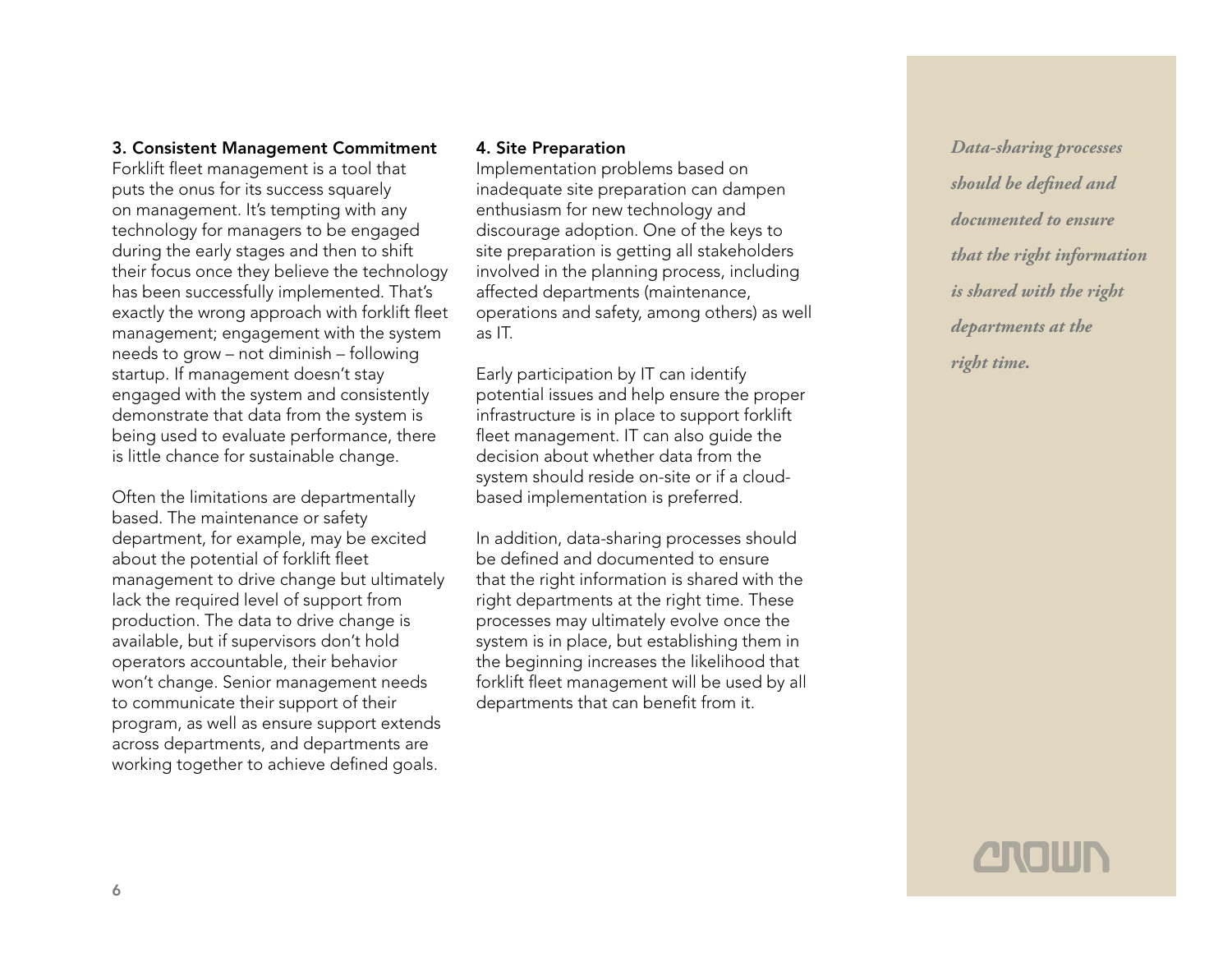### 3. Consistent Management Commitment

Forklift fleet management is a tool that puts the onus for its success squarely on management. It's tempting with any technology for managers to be engaged during the early stages and then to shift their focus once they believe the technology has been successfully implemented. That's exactly the wrong approach with forklift fleet management; engagement with the system needs to grow – not diminish – following startup. If management doesn't stay engaged with the system and consistently demonstrate that data from the system is being used to evaluate performance, there is little chance for sustainable change.

Often the limitations are departmentally based. The maintenance or safety department, for example, may be excited about the potential of forklift fleet management to drive change but ultimately lack the required level of support from production. The data to drive change is available, but if supervisors don't hold operators accountable, their behavior won't change. Senior management needs to communicate their support of their program, as well as ensure support extends across departments, and departments are working together to achieve defined goals.

### 4. Site Preparation

Implementation problems based on inadequate site preparation can dampen enthusiasm for new technology and discourage adoption. One of the keys to site preparation is getting all stakeholders involved in the planning process, including affected departments (maintenance, operations and safety, among others) as well as IT.

Early participation by IT can identify potential issues and help ensure the proper infrastructure is in place to support forklift fleet management. IT can also guide the decision about whether data from the system should reside on-site or if a cloud-based implementation is preferred.

In addition, data-sharing processes should be defined and documented to ensure that the right information is shared with the right departments at the right time. These processes may ultimately evolve once the system is in place, but establishing them in the beginning increases the likelihood that forklift fleet management will be used by all departments that can benefit from it.

*Data-sharing processes should be defined and documented to ensure that the right information is shared with the right departments at the right time.*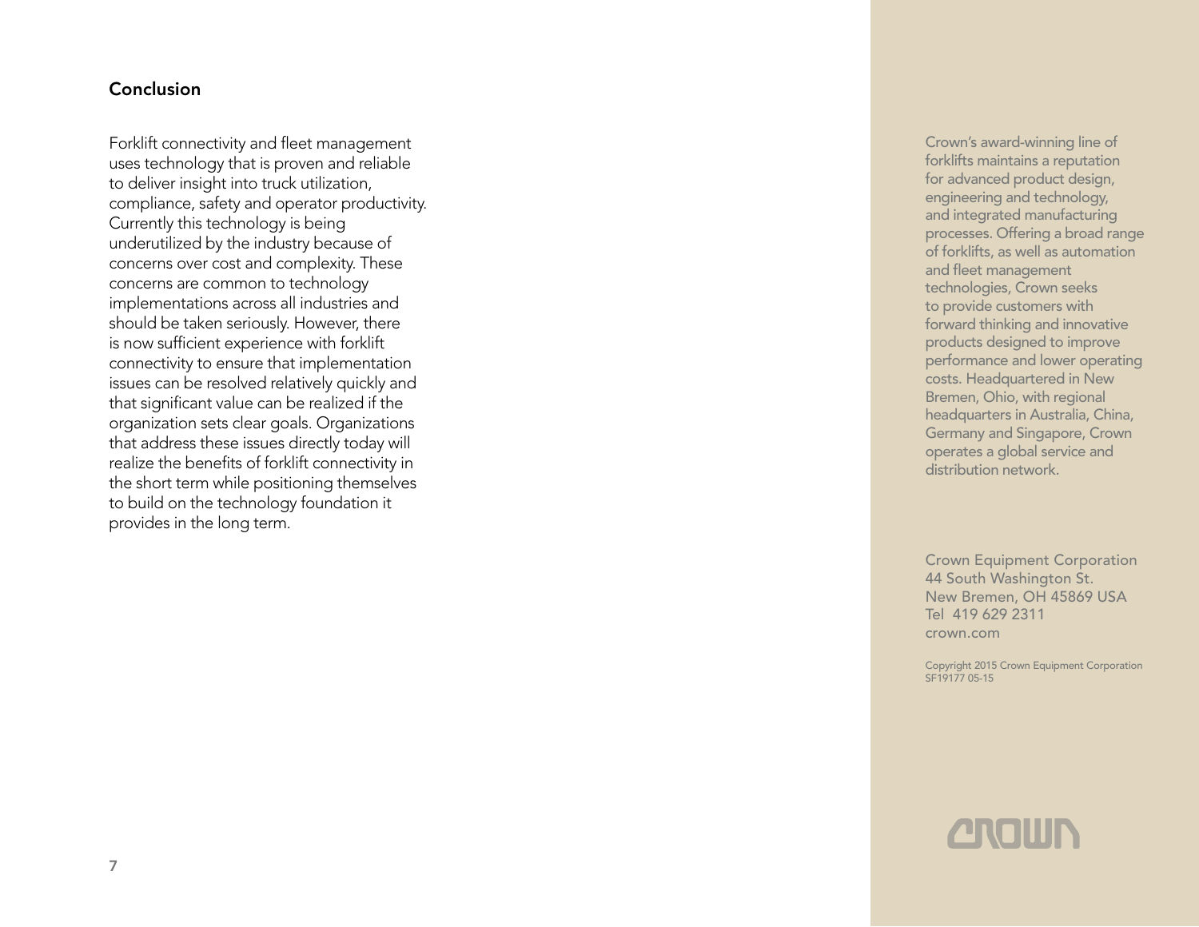## Conclusion

Forklift connectivity and fleet management uses technology that is proven and reliable to deliver insight into truck utilization, compliance, safety and operator productivity. Currently this technology is being underutilized by the industry because of concerns over cost and complexity. These concerns are common to technology implementations across all industries and should be taken seriously. However, there is now sufficient experience with forklift connectivity to ensure that implementation issues can be resolved relatively quickly and that significant value can be realized if the organization sets clear goals. Organizations that address these issues directly today will realize the benefits of forklift connectivity in the short term while positioning themselves to build on the technology foundation it provides in the long term.

Crown's award-winning line of forklifts maintains a reputation for advanced product design, engineering and technology, and integrated manufacturing processes. Offering a broad range of forklifts, as well as automation and fleet management technologies, Crown seeks to provide customers with forward thinking and innovative products designed to improve performance and lower operating costs. Headquartered in New Bremen, Ohio, with regional headquarters in Australia, China, Germany and Singapore, Crown operates a global service and distribution network.

Crown Equipment Corporation  
44 South Washington St.  
New Bremen, OH 45869 USA  
Tel 419 629 2311  
crown.com

Copyright 2015 Crown Equipment Corporation  
SF19177 05-15

CROWN